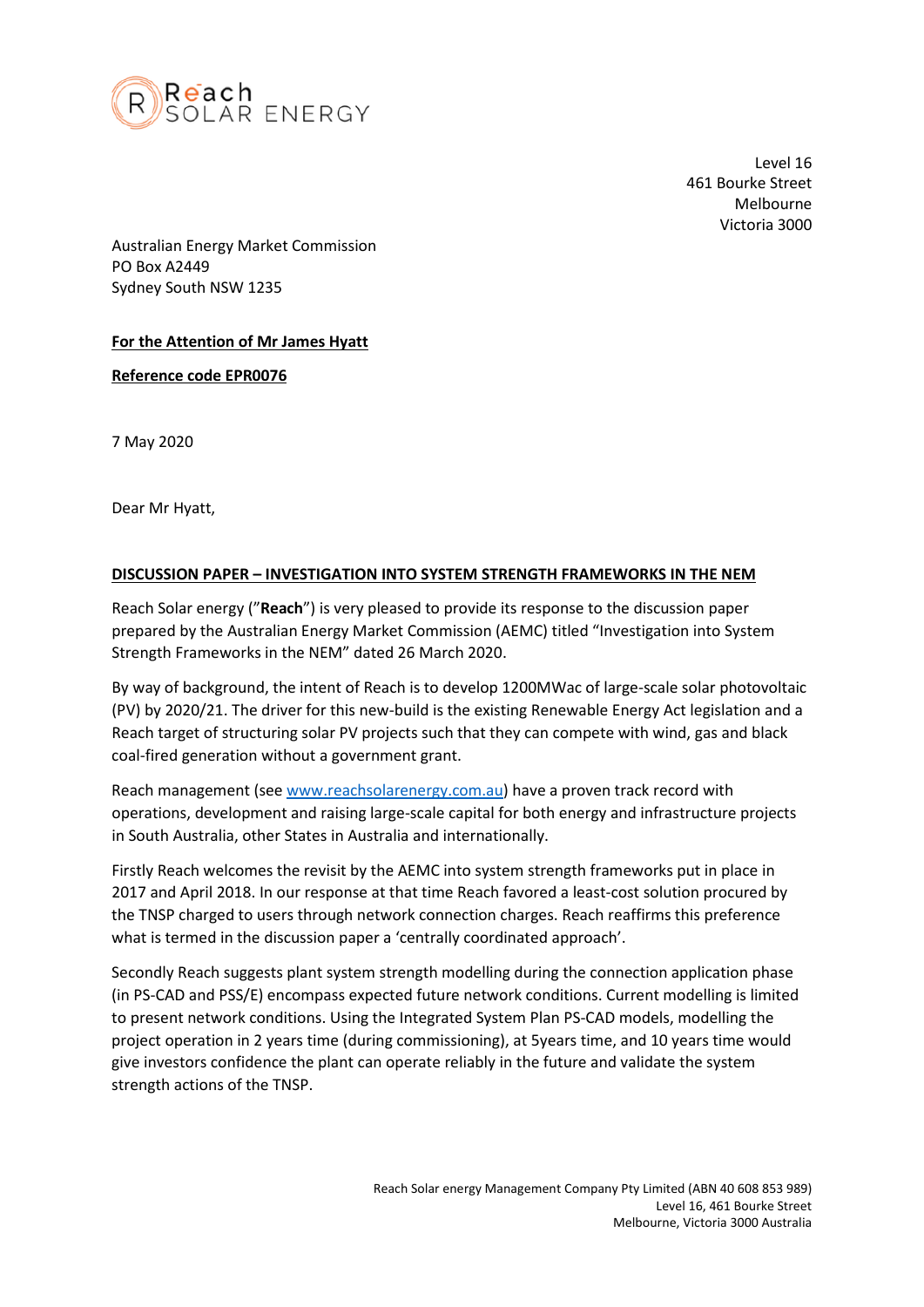Reach SOLAR ENERGY

Level 16
461 Bourke Street
Melbourne
Victoria 3000

Australian Energy Market Commission
PO Box A2449
Sydney South NSW 1235

**For the Attention of Mr James Hyatt**

**Reference code EPR0076**

7 May 2020

Dear Mr Hyatt,

**DISCUSSION PAPER – INVESTIGATION INTO SYSTEM STRENGTH FRAMEWORKS IN THE NEM**

Reach Solar energy ("**Reach**") is very pleased to provide its response to the discussion paper prepared by the Australian Energy Market Commission (AEMC) titled "Investigation into System Strength Frameworks in the NEM" dated 26 March 2020.

By way of background, the intent of Reach is to develop 1200MWac of large-scale solar photovoltaic (PV) by 2020/21. The driver for this new-build is the existing Renewable Energy Act legislation and a Reach target of structuring solar PV projects such that they can compete with wind, gas and black coal-fired generation without a government grant.

Reach management (see www.reachsolarenergy.com.au) have a proven track record with operations, development and raising large-scale capital for both energy and infrastructure projects in South Australia, other States in Australia and internationally.

Firstly Reach welcomes the revisit by the AEMC into system strength frameworks put in place in 2017 and April 2018. In our response at that time Reach favored a least-cost solution procured by the TNSP charged to users through network connection charges. Reach reaffirms this preference what is termed in the discussion paper a 'centrally coordinated approach'.

Secondly Reach suggests plant system strength modelling during the connection application phase (in PS-CAD and PSS/E) encompass expected future network conditions. Current modelling is limited to present network conditions. Using the Integrated System Plan PS-CAD models, modelling the project operation in 2 years time (during commissioning), at 5years time, and 10 years time would give investors confidence the plant can operate reliably in the future and validate the system strength actions of the TNSP.

Reach Solar energy Management Company Pty Limited (ABN 40 608 853 989)
Level 16, 461 Bourke Street
Melbourne, Victoria 3000 Australia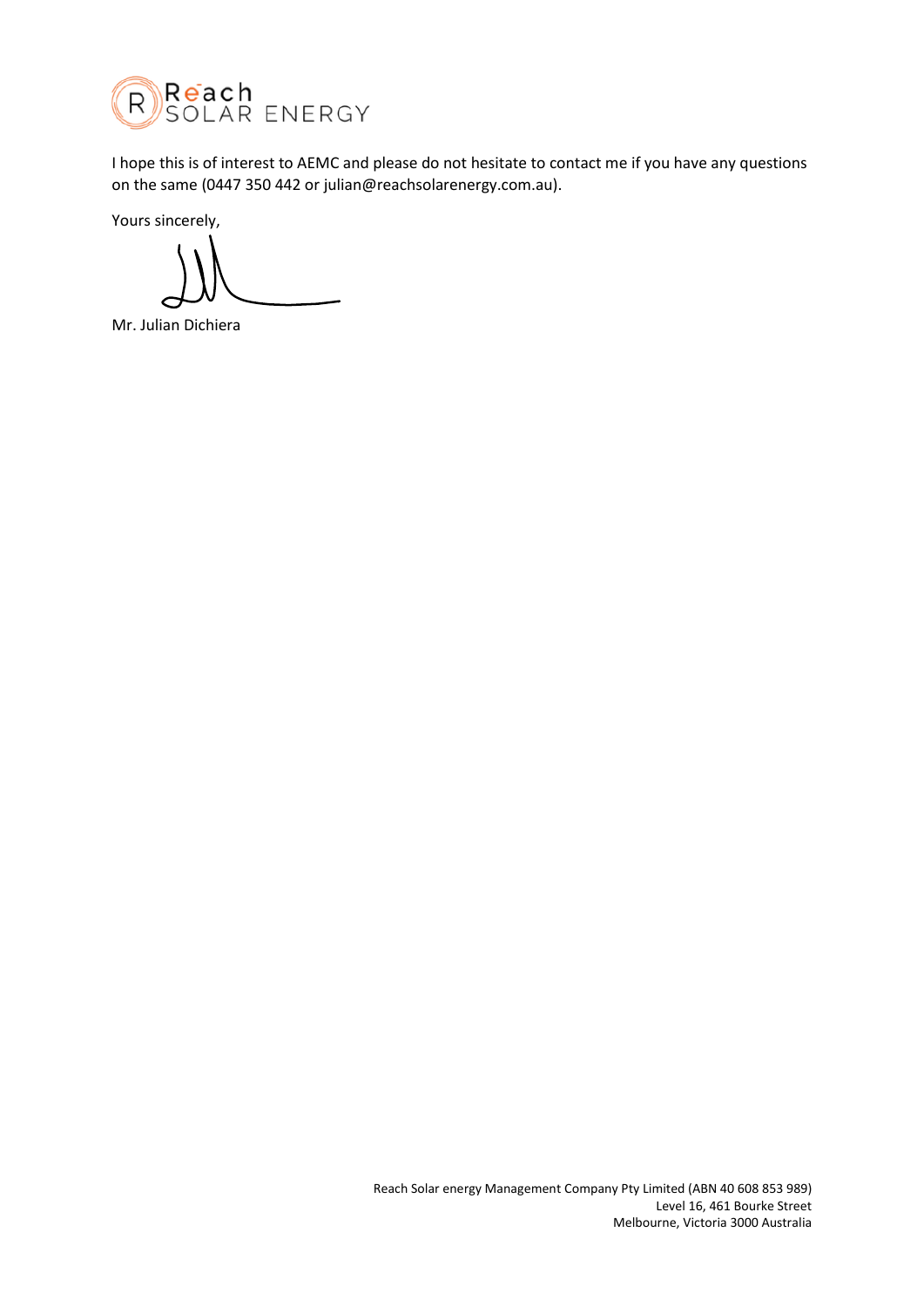I hope this is of interest to AEMC and please do not hesitate to contact me if you have any questions on the same (0447 350 442 or julian@reachsolarenergy.com.au).

Yours sincerely,

Mr. Julian Dichiera

Reach Solar energy Management Company Pty Limited (ABN 40 608 853 989)
Level 16, 461 Bourke Street
Melbourne, Victoria 3000 Australia